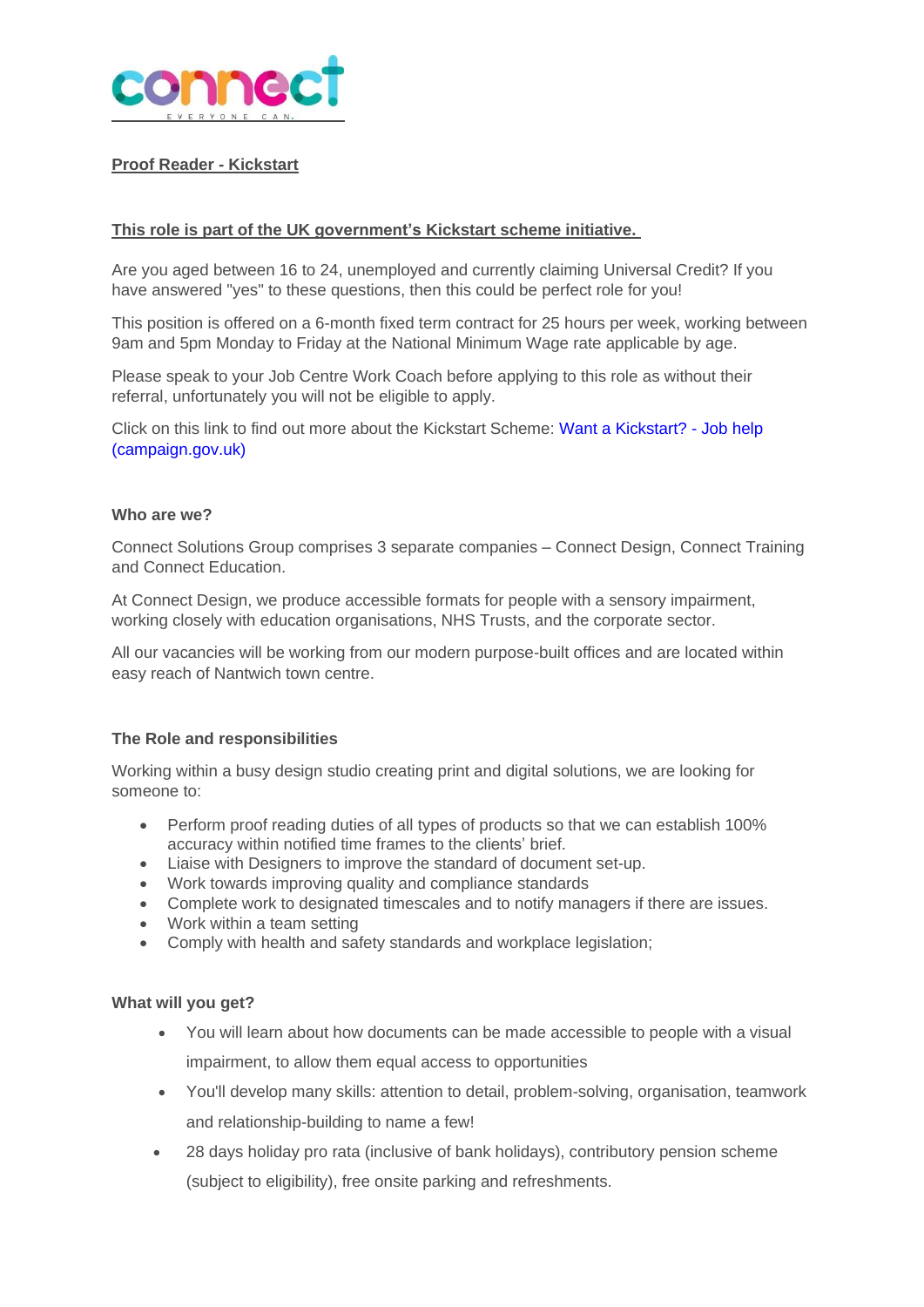**Proof Reader - Kickstart**

**This role is part of the UK government's Kickstart scheme initiative.**

Are you aged between 16 to 24, unemployed and currently claiming Universal Credit? If you have answered "yes" to these questions, then this could be perfect role for you!

This position is offered on a 6-month fixed term contract for 25 hours per week, working between 9am and 5pm Monday to Friday at the National Minimum Wage rate applicable by age.

Please speak to your Job Centre Work Coach before applying to this role as without their referral, unfortunately you will not be eligible to apply.

Click on this link to find out more about the Kickstart Scheme: Want a Kickstart? - Job help (campaign.gov.uk)

### Who are we?

Connect Solutions Group comprises 3 separate companies – Connect Design, Connect Training and Connect Education.

At Connect Design, we produce accessible formats for people with a sensory impairment, working closely with education organisations, NHS Trusts, and the corporate sector.

All our vacancies will be working from our modern purpose-built offices and are located within easy reach of Nantwich town centre.

### The Role and responsibilities

Working within a busy design studio creating print and digital solutions, we are looking for someone to:

- Perform proof reading duties of all types of products so that we can establish 100% accuracy within notified time frames to the clients' brief.
- Liaise with Designers to improve the standard of document set-up.
- Work towards improving quality and compliance standards
- Complete work to designated timescales and to notify managers if there are issues.
- Work within a team setting
- Comply with health and safety standards and workplace legislation;

### What will you get?

- You will learn about how documents can be made accessible to people with a visual impairment, to allow them equal access to opportunities
- You'll develop many skills: attention to detail, problem-solving, organisation, teamwork and relationship-building to name a few!
- 28 days holiday pro rata (inclusive of bank holidays), contributory pension scheme (subject to eligibility), free onsite parking and refreshments.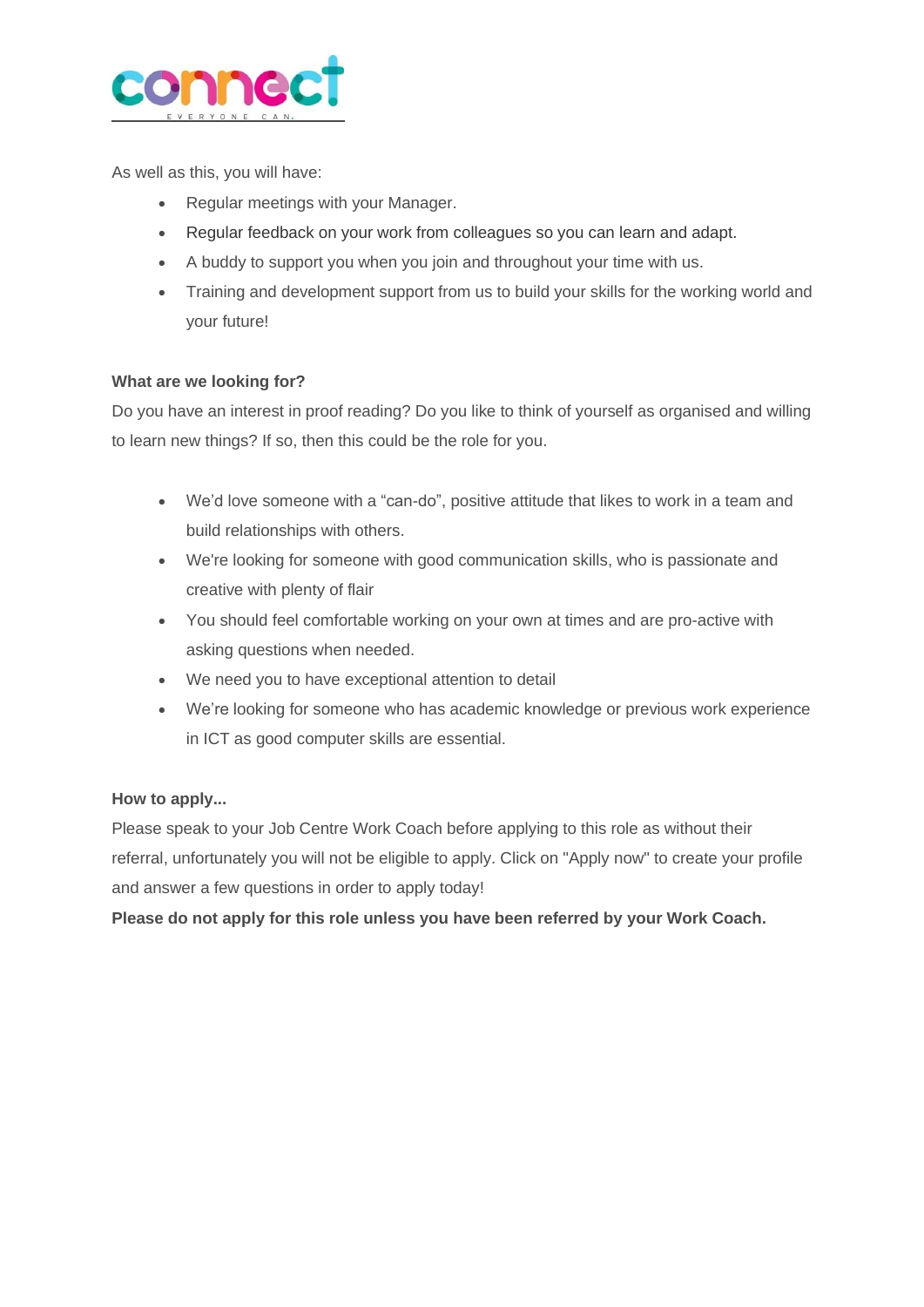As well as this, you will have:

- Regular meetings with your Manager.
- Regular feedback on your work from colleagues so you can learn and adapt.
- A buddy to support you when you join and throughout your time with us.
- Training and development support from us to build your skills for the working world and your future!

**What are we looking for?**

Do you have an interest in proof reading? Do you like to think of yourself as organised and willing to learn new things? If so, then this could be the role for you.

- We'd love someone with a "can-do", positive attitude that likes to work in a team and build relationships with others.
- We're looking for someone with good communication skills, who is passionate and creative with plenty of flair
- You should feel comfortable working on your own at times and are pro-active with asking questions when needed.
- We need you to have exceptional attention to detail
- We're looking for someone who has academic knowledge or previous work experience in ICT as good computer skills are essential.

**How to apply...**

Please speak to your Job Centre Work Coach before applying to this role as without their referral, unfortunately you will not be eligible to apply. Click on "Apply now" to create your profile and answer a few questions in order to apply today!

**Please do not apply for this role unless you have been referred by your Work Coach.**